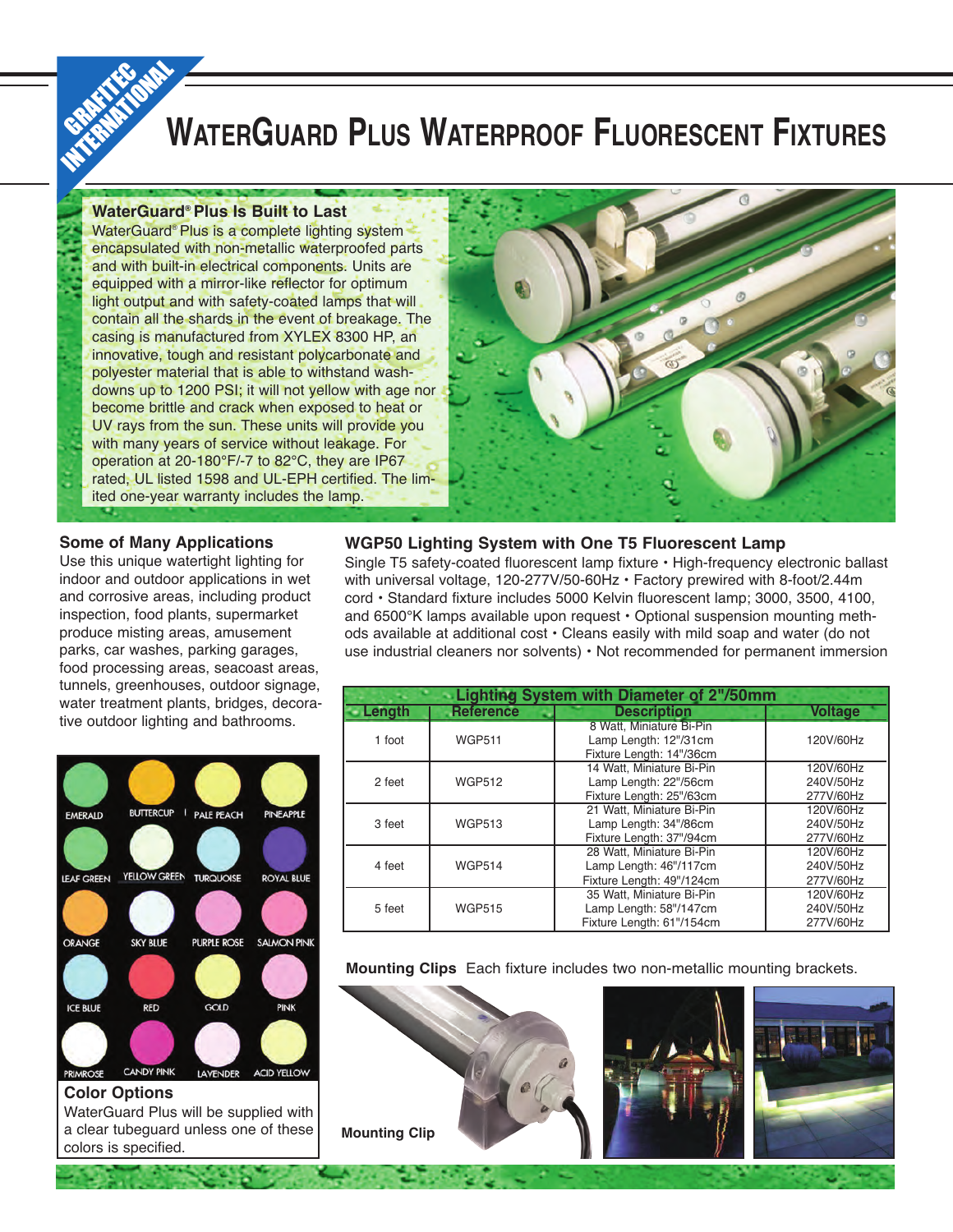GRAFITEC INTERNATIONAL

# WaterGuard Plus Waterproof Fluorescent Fixtures

## WaterGuard® Plus Is Built to Last

WaterGuard® Plus is a complete lighting system encapsulated with non-metallic waterproofed parts and with built-in electrical components. Units are equipped with a mirror-like reflector for optimum light output and with safety-coated lamps that will contain all the shards in the event of breakage. The casing is manufactured from XYLEX 8300 HP, an innovative, tough and resistant polycarbonate and polyester material that is able to withstand wash-downs up to 1200 PSI; it will not yellow with age nor become brittle and crack when exposed to heat or UV rays from the sun. These units will provide you with many years of service without leakage. For operation at 20-180°F/-7 to 82°C, they are IP67 rated, UL listed 1598 and UL-EPH certified. The limited one-year warranty includes the lamp.

### Some of Many Applications

Use this unique watertight lighting for indoor and outdoor applications in wet and corrosive areas, including product inspection, food plants, supermarket produce misting areas, amusement parks, car washes, parking garages, food processing areas, seacoast areas, tunnels, greenhouses, outdoor signage, water treatment plants, bridges, decorative outdoor lighting and bathrooms.

EMERALD, BUTTERCUP, PALE PEACH, PINEAPPLE, LEAF GREEN, YELLOW GREEN, TURQUOISE, ROYAL BLUE, ORANGE, SKY BLUE, PURPLE ROSE, SALMON PINK, ICE BLUE, RED, GOLD, PINK, PRIMROSE, CANDY PINK, LAVENDER, ACID YELLOW

### Color Options

WaterGuard Plus will be supplied with a clear tubeguard unless one of these colors is specified.

### WGP50 Lighting System with One T5 Fluorescent Lamp

Single T5 safety-coated fluorescent lamp fixture • High-frequency electronic ballast with universal voltage, 120-277V/50-60Hz • Factory prewired with 8-foot/2.44m cord • Standard fixture includes 5000 Kelvin fluorescent lamp; 3000, 3500, 4100, and 6500°K lamps available upon request • Optional suspension mounting methods available at additional cost • Cleans easily with mild soap and water (do not use industrial cleaners nor solvents) • Not recommended for permanent immersion

| Lighting System with Diameter of 2"/50mm | | | |
|---|---|---|---|
| Length | Reference | Description | Voltage |
| 1 foot | WGP511 | 8 Watt, Miniature Bi-Pin<br>Lamp Length: 12"/31cm<br>Fixture Length: 14"/36cm | 120V/60Hz |
| 2 feet | WGP512 | 14 Watt, Miniature Bi-Pin<br>Lamp Length: 22"/56cm<br>Fixture Length: 25"/63cm | 120V/60Hz<br>240V/50Hz<br>277V/60Hz |
| 3 feet | WGP513 | 21 Watt, Miniature Bi-Pin<br>Lamp Length: 34"/86cm<br>Fixture Length: 37"/94cm | 120V/60Hz<br>240V/50Hz<br>277V/60Hz |
| 4 feet | WGP514 | 28 Watt, Miniature Bi-Pin<br>Lamp Length: 46"/117cm<br>Fixture Length: 49"/124cm | 120V/60Hz<br>240V/50Hz<br>277V/60Hz |
| 5 feet | WGP515 | 35 Watt, Miniature Bi-Pin<br>Lamp Length: 58"/147cm<br>Fixture Length: 61"/154cm | 120V/60Hz<br>240V/50Hz<br>277V/60Hz |

**Mounting Clips** Each fixture includes two non-metallic mounting brackets.

Mounting Clip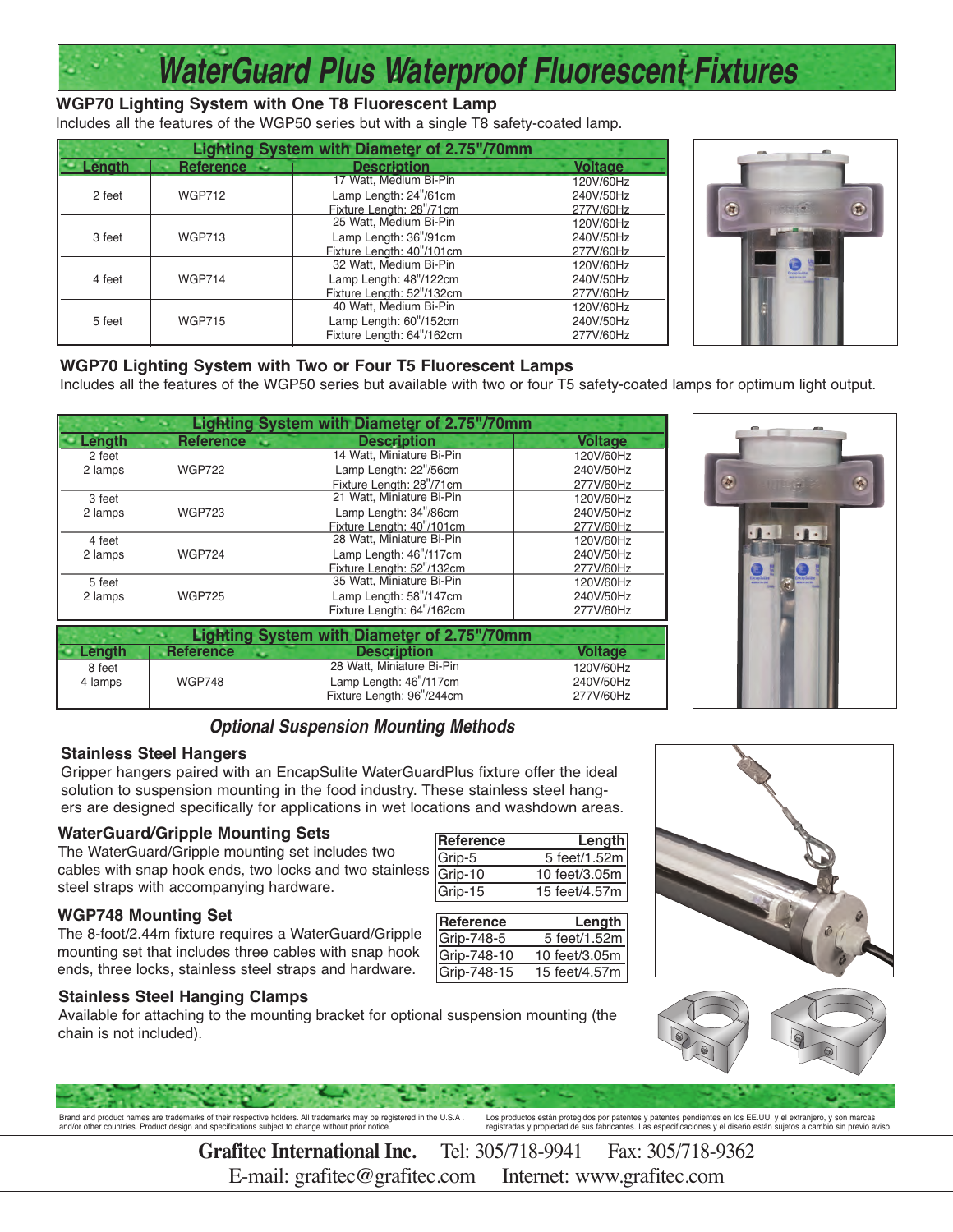# WaterGuard Plus Waterproof Fluorescent Fixtures

### WGP70 Lighting System with One T8 Fluorescent Lamp

Includes all the features of the WGP50 series but with a single T8 safety-coated lamp.

| Lighting System with Diameter of 2.75"/70mm | | | |
|---|---|---|---|
| **Length** | **Reference** | **Description** | **Voltage** |
| 2 feet | WGP712 | 17 Watt, Medium Bi-Pin<br>Lamp Length: 24"/61cm<br>Fixture Length: 28"/71cm | 120V/60Hz<br>240V/50Hz<br>277V/60Hz |
| 3 feet | WGP713 | 25 Watt, Medium Bi-Pin<br>Lamp Length: 36"/91cm<br>Fixture Length: 40"/101cm | 120V/60Hz<br>240V/50Hz<br>277V/60Hz |
| 4 feet | WGP714 | 32 Watt, Medium Bi-Pin<br>Lamp Length: 48"/122cm<br>Fixture Length: 52"/132cm | 120V/60Hz<br>240V/50Hz<br>277V/60Hz |
| 5 feet | WGP715 | 40 Watt, Medium Bi-Pin<br>Lamp Length: 60"/152cm<br>Fixture Length: 64"/162cm | 120V/60Hz<br>240V/50Hz<br>277V/60Hz |

### WGP70 Lighting System with Two or Four T5 Fluorescent Lamps

Includes all the features of the WGP50 series but available with two or four T5 safety-coated lamps for optimum light output.

| Lighting System with Diameter of 2.75"/70mm | | | |
|---|---|---|---|
| **Length** | **Reference** | **Description** | **Voltage** |
| 2 feet<br>2 lamps | WGP722 | 14 Watt, Miniature Bi-Pin<br>Lamp Length: 22"/56cm<br>Fixture Length: 28"/71cm | 120V/60Hz<br>240V/50Hz<br>277V/60Hz |
| 3 feet<br>2 lamps | WGP723 | 21 Watt, Miniature Bi-Pin<br>Lamp Length: 34"/86cm<br>Fixture Length: 40"/101cm | 120V/60Hz<br>240V/50Hz<br>277V/60Hz |
| 4 feet<br>2 lamps | WGP724 | 28 Watt, Miniature Bi-Pin<br>Lamp Length: 46"/117cm<br>Fixture Length: 52"/132cm | 120V/60Hz<br>240V/50Hz<br>277V/60Hz |
| 5 feet<br>2 lamps | WGP725 | 35 Watt, Miniature Bi-Pin<br>Lamp Length: 58"/147cm<br>Fixture Length: 64"/162cm | 120V/60Hz<br>240V/50Hz<br>277V/60Hz |

| Lighting System with Diameter of 2.75"/70mm | | | |
|---|---|---|---|
| **Length** | **Reference** | **Description** | **Voltage** |
| 8 feet<br>4 lamps | WGP748 | 28 Watt, Miniature Bi-Pin<br>Lamp Length: 46"/117cm<br>Fixture Length: 96"/244cm | 120V/60Hz<br>240V/50Hz<br>277V/60Hz |

## *Optional Suspension Mounting Methods*

### Stainless Steel Hangers

Gripper hangers paired with an EncapSulite WaterGuardPlus fixture offer the ideal solution to suspension mounting in the food industry. These stainless steel hangers are designed specifically for applications in wet locations and washdown areas.

### WaterGuard/Gripple Mounting Sets

The WaterGuard/Gripple mounting set includes two cables with snap hook ends, two locks and two stainless steel straps with accompanying hardware.

| Reference | Length |
|---|---|
| Grip-5 | 5 feet/1.52m |
| Grip-10 | 10 feet/3.05m |
| Grip-15 | 15 feet/4.57m |

### WGP748 Mounting Set

The 8-foot/2.44m fixture requires a WaterGuard/Gripple mounting set that includes three cables with snap hook ends, three locks, stainless steel straps and hardware.

| Reference | Length |
|---|---|
| Grip-748-5 | 5 feet/1.52m |
| Grip-748-10 | 10 feet/3.05m |
| Grip-748-15 | 15 feet/4.57m |

### Stainless Steel Hanging Clamps

Available for attaching to the mounting bracket for optional suspension mounting (the chain is not included).

Brand and product names are trademarks of their respective holders. All trademarks may be registered in the U.S.A. and/or other countries. Product design and specifications subject to change without prior notice.

Los productos están protegidos por patentes y patentes pendientes en los EE.UU. y el extranjero, y son marcas registradas y propiedad de sus fabricantes. Las especificaciones y el diseño están sujetos a cambio sin previo aviso.

**Grafitec International Inc.** Tel: 305/718-9941 Fax: 305/718-9362
E-mail: grafitec@grafitec.com Internet: www.grafitec.com